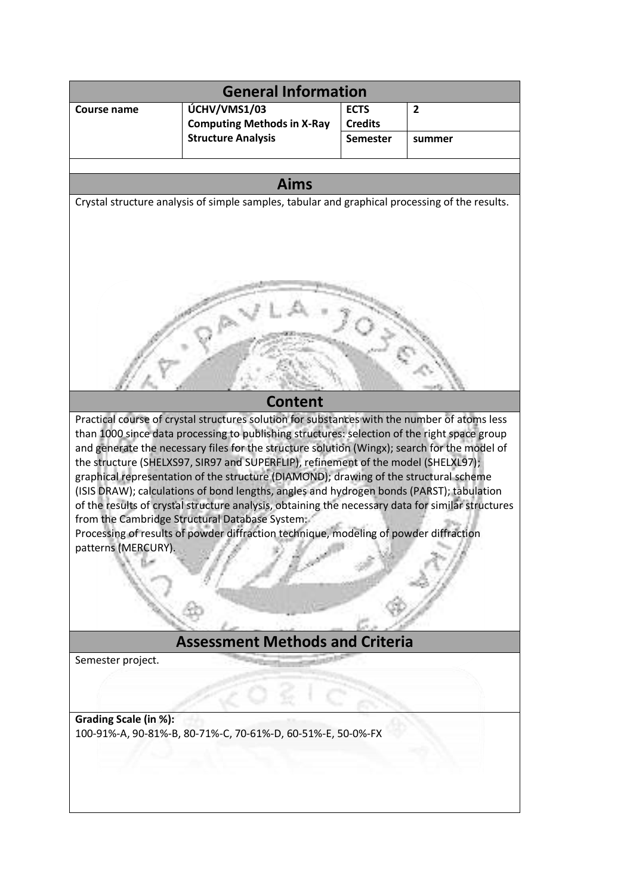## General Information

| Course name | ÚCHV/VMS1/03 Computing Methods in X-Ray Structure Analysis | ECTS Credits | 2 |
|---|---|---|---|
| | | Semester | summer |

## Aims

Crystal structure analysis of simple samples, tabular and graphical processing of the results.

## Content

Practical course of crystal structures solution for substances with the number of atoms less than 1000 since data processing to publishing structures: selection of the right space group and generate the necessary files for the structure solution (Wingx); search for the model of the structure (SHELXS97, SIR97 and SUPERFLIP), refinement of the model (SHELXL97); graphical representation of the structure (DIAMOND); drawing of the structural scheme (ISIS DRAW); calculations of bond lengths, angles and hydrogen bonds (PARST); tabulation of the results of crystal structure analysis, obtaining the necessary data for similar structures from the Cambridge Structural Database System.

Processing of results of powder diffraction technique, modeling of powder diffraction patterns (MERCURY).

## Assessment Methods and Criteria

Semester project.

**Grading Scale (in %):**

100-91%-A, 90-81%-B, 80-71%-C, 70-61%-D, 60-51%-E, 50-0%-FX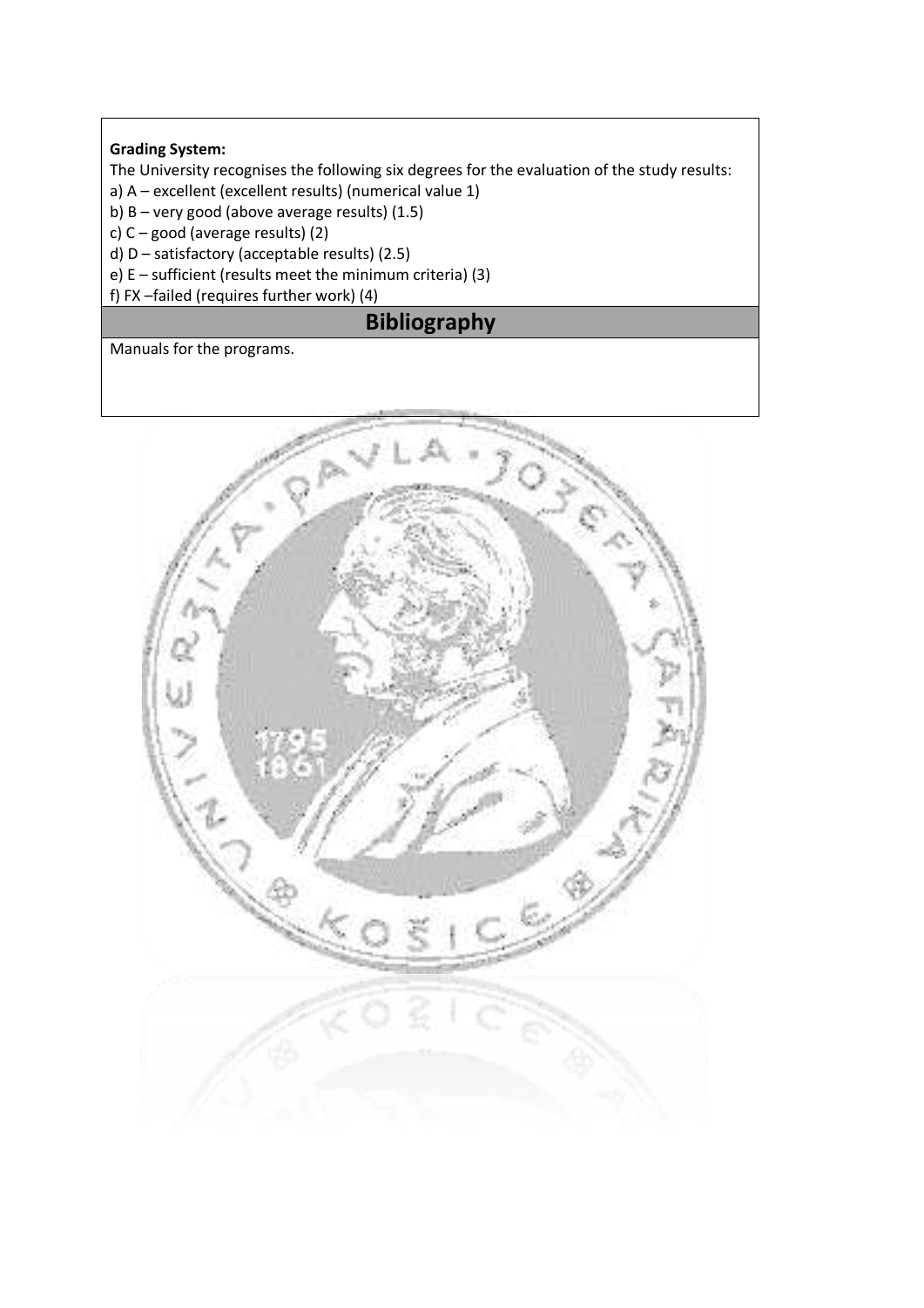**Grading System:**

The University recognises the following six degrees for the evaluation of the study results:

a) A – excellent (excellent results) (numerical value 1)
b) B – very good (above average results) (1.5)
c) C – good (average results) (2)
d) D – satisfactory (acceptable results) (2.5)
e) E – sufficient (results meet the minimum criteria) (3)
f) FX –failed (requires further work) (4)

## Bibliography

Manuals for the programs.